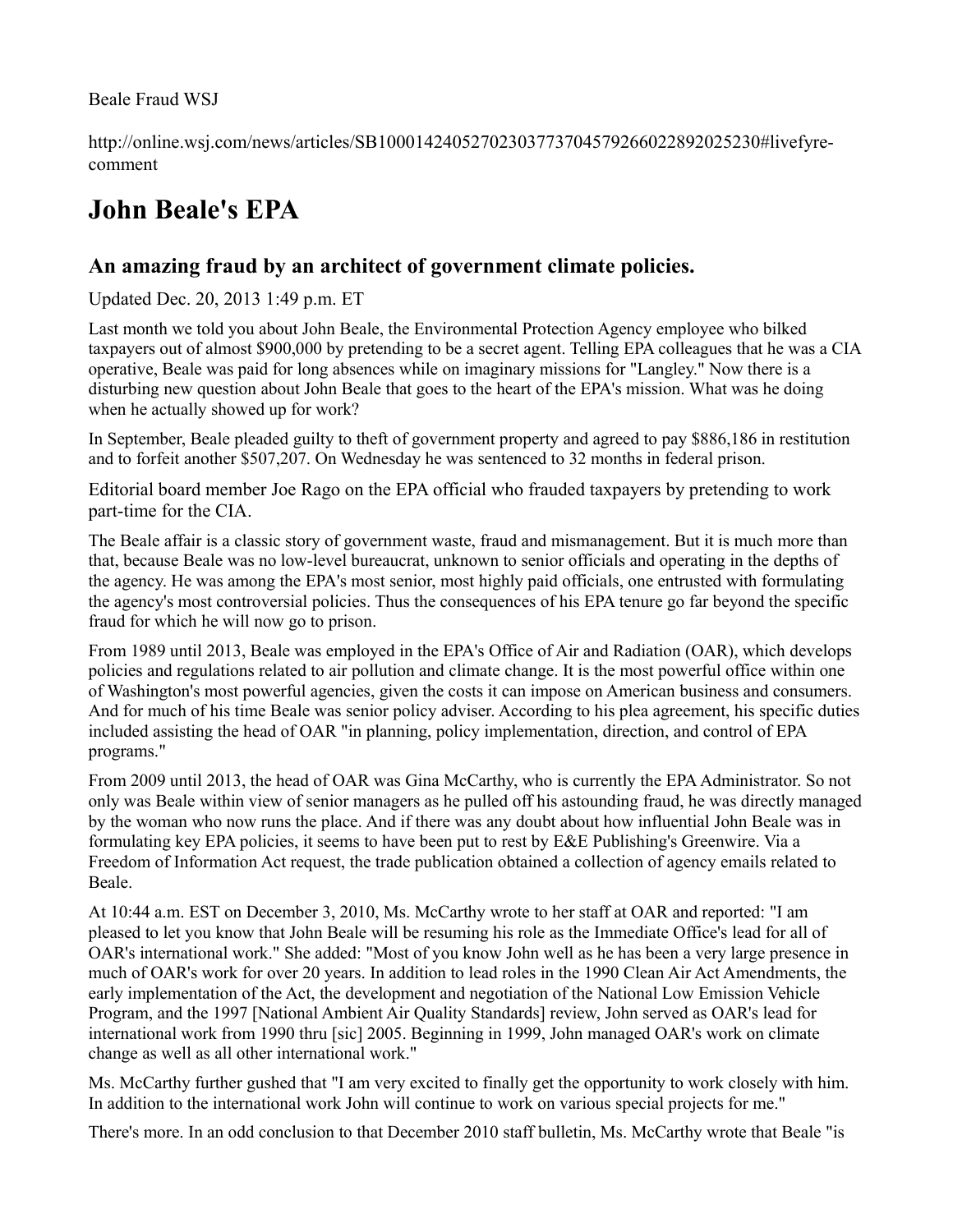Beale Fraud WSJ

http://online.wsj.com/news/articles/SB10001424052702303773704579266022892025230#livefyre-comment

# John Beale's EPA

## An amazing fraud by an architect of government climate policies.

Updated Dec. 20, 2013 1:49 p.m. ET

Last month we told you about John Beale, the Environmental Protection Agency employee who bilked taxpayers out of almost $900,000 by pretending to be a secret agent. Telling EPA colleagues that he was a CIA operative, Beale was paid for long absences while on imaginary missions for "Langley." Now there is a disturbing new question about John Beale that goes to the heart of the EPA's mission. What was he doing when he actually showed up for work?

In September, Beale pleaded guilty to theft of government property and agreed to pay $886,186 in restitution and to forfeit another $507,207. On Wednesday he was sentenced to 32 months in federal prison.

Editorial board member Joe Rago on the EPA official who frauded taxpayers by pretending to work part-time for the CIA.

The Beale affair is a classic story of government waste, fraud and mismanagement. But it is much more than that, because Beale was no low-level bureaucrat, unknown to senior officials and operating in the depths of the agency. He was among the EPA's most senior, most highly paid officials, one entrusted with formulating the agency's most controversial policies. Thus the consequences of his EPA tenure go far beyond the specific fraud for which he will now go to prison.

From 1989 until 2013, Beale was employed in the EPA's Office of Air and Radiation (OAR), which develops policies and regulations related to air pollution and climate change. It is the most powerful office within one of Washington's most powerful agencies, given the costs it can impose on American business and consumers. And for much of his time Beale was senior policy adviser. According to his plea agreement, his specific duties included assisting the head of OAR "in planning, policy implementation, direction, and control of EPA programs."

From 2009 until 2013, the head of OAR was Gina McCarthy, who is currently the EPA Administrator. So not only was Beale within view of senior managers as he pulled off his astounding fraud, he was directly managed by the woman who now runs the place. And if there was any doubt about how influential John Beale was in formulating key EPA policies, it seems to have been put to rest by E&E Publishing's Greenwire. Via a Freedom of Information Act request, the trade publication obtained a collection of agency emails related to Beale.

At 10:44 a.m. EST on December 3, 2010, Ms. McCarthy wrote to her staff at OAR and reported: "I am pleased to let you know that John Beale will be resuming his role as the Immediate Office's lead for all of OAR's international work." She added: "Most of you know John well as he has been a very large presence in much of OAR's work for over 20 years. In addition to lead roles in the 1990 Clean Air Act Amendments, the early implementation of the Act, the development and negotiation of the National Low Emission Vehicle Program, and the 1997 [National Ambient Air Quality Standards] review, John served as OAR's lead for international work from 1990 thru [sic] 2005. Beginning in 1999, John managed OAR's work on climate change as well as all other international work."

Ms. McCarthy further gushed that "I am very excited to finally get the opportunity to work closely with him. In addition to the international work John will continue to work on various special projects for me."

There's more. In an odd conclusion to that December 2010 staff bulletin, Ms. McCarthy wrote that Beale "is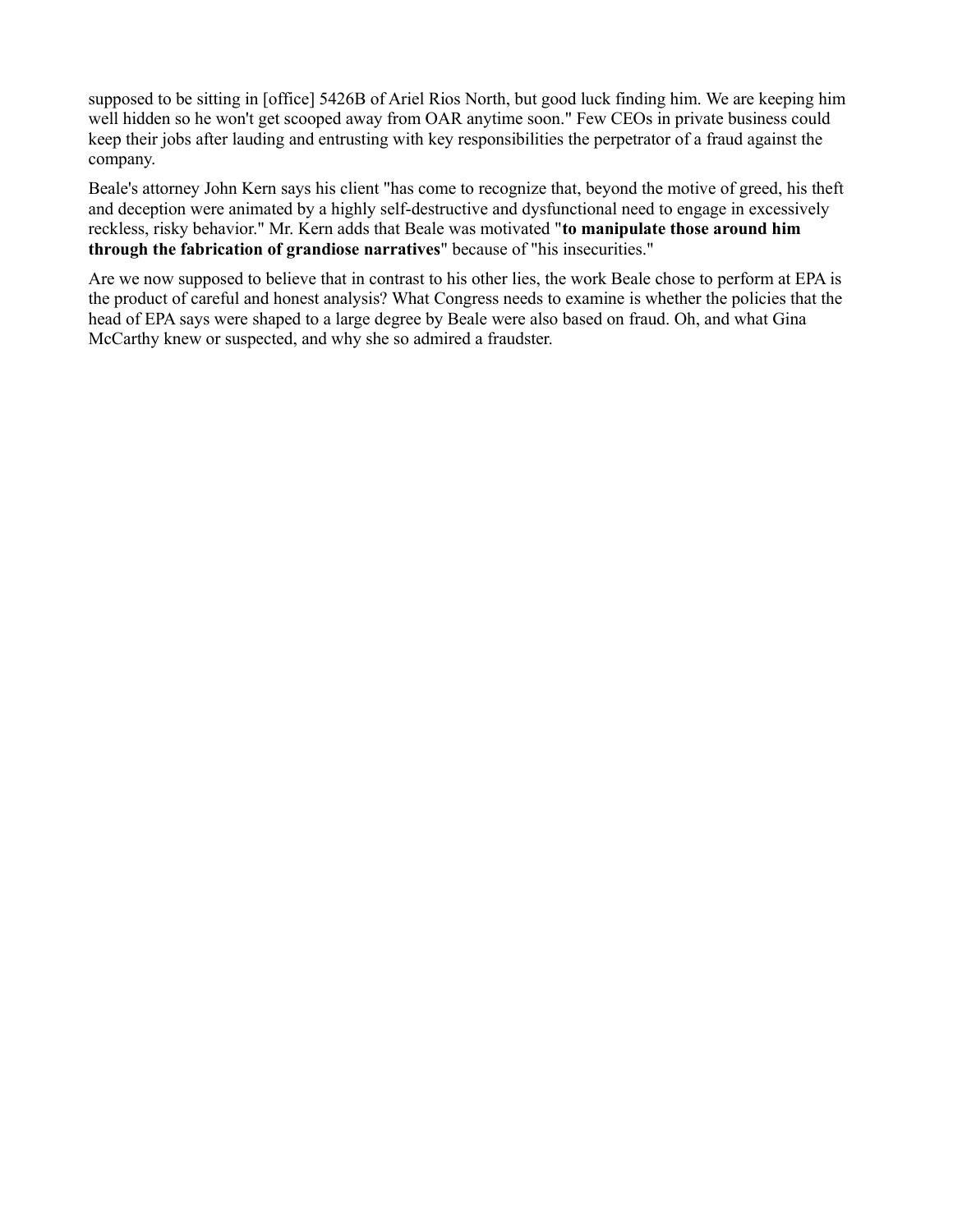supposed to be sitting in [office] 5426B of Ariel Rios North, but good luck finding him. We are keeping him well hidden so he won't get scooped away from OAR anytime soon." Few CEOs in private business could keep their jobs after lauding and entrusting with key responsibilities the perpetrator of a fraud against the company.

Beale's attorney John Kern says his client "has come to recognize that, beyond the motive of greed, his theft and deception were animated by a highly self-destructive and dysfunctional need to engage in excessively reckless, risky behavior." Mr. Kern adds that Beale was motivated "**to manipulate those around him through the fabrication of grandiose narratives**" because of "his insecurities."

Are we now supposed to believe that in contrast to his other lies, the work Beale chose to perform at EPA is the product of careful and honest analysis? What Congress needs to examine is whether the policies that the head of EPA says were shaped to a large degree by Beale were also based on fraud. Oh, and what Gina McCarthy knew or suspected, and why she so admired a fraudster.